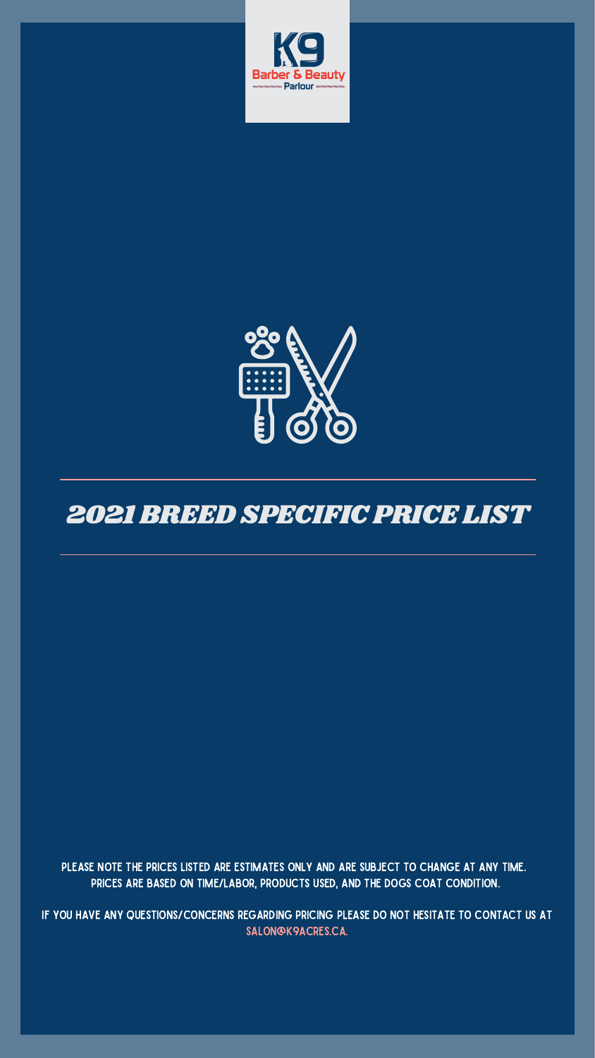K9 Barber & Beauty Parlour

# 2021 BREED SPECIFIC PRICE LIST

PLEASE NOTE THE PRICES LISTED ARE ESTIMATES ONLY AND ARE SUBJECT TO CHANGE AT ANY TIME. PRICES ARE BASED ON TIME/LABOR, PRODUCTS USED, AND THE DOGS COAT CONDITION.

IF YOU HAVE ANY QUESTIONS/CONCERNS REGARDING PRICING PLEASE DO NOT HESITATE TO CONTACT US AT SALON@K9ACRES.CA.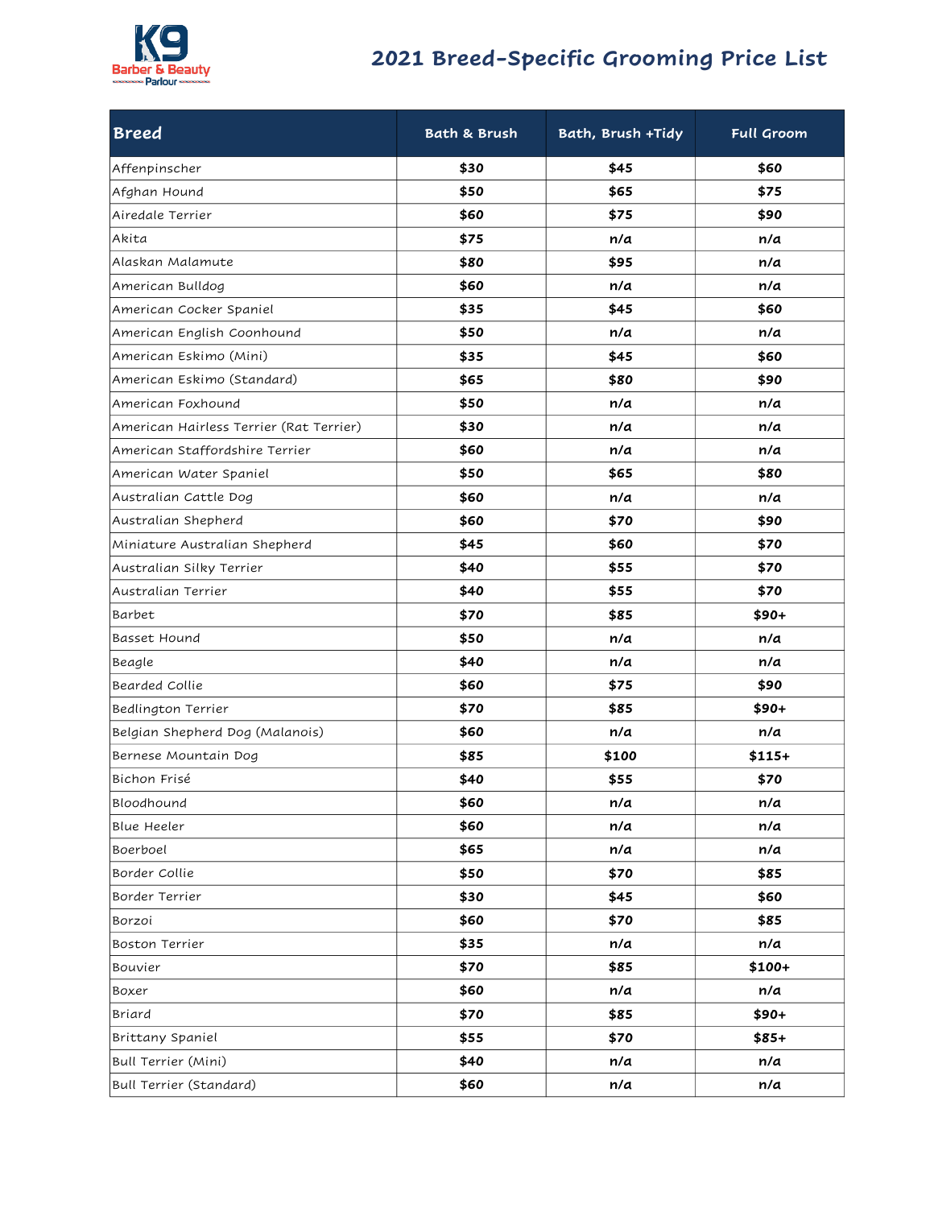# 2021 Breed-Specific Grooming Price List

| Breed | Bath & Brush | Bath, Brush +Tidy | Full Groom |
|---|---|---|---|
| Affenpinscher | $30 | $45 | $60 |
| Afghan Hound | $50 | $65 | $75 |
| Airedale Terrier | $60 | $75 | $90 |
| Akita | $75 | n/a | n/a |
| Alaskan Malamute | $80 | $95 | n/a |
| American Bulldog | $60 | n/a | n/a |
| American Cocker Spaniel | $35 | $45 | $60 |
| American English Coonhound | $50 | n/a | n/a |
| American Eskimo (Mini) | $35 | $45 | $60 |
| American Eskimo (Standard) | $65 | $80 | $90 |
| American Foxhound | $50 | n/a | n/a |
| American Hairless Terrier (Rat Terrier) | $30 | n/a | n/a |
| American Staffordshire Terrier | $60 | n/a | n/a |
| American Water Spaniel | $50 | $65 | $80 |
| Australian Cattle Dog | $60 | n/a | n/a |
| Australian Shepherd | $60 | $70 | $90 |
| Miniature Australian Shepherd | $45 | $60 | $70 |
| Australian Silky Terrier | $40 | $55 | $70 |
| Australian Terrier | $40 | $55 | $70 |
| Barbet | $70 | $85 | $90+ |
| Basset Hound | $50 | n/a | n/a |
| Beagle | $40 | n/a | n/a |
| Bearded Collie | $60 | $75 | $90 |
| Bedlington Terrier | $70 | $85 | $90+ |
| Belgian Shepherd Dog (Malanois) | $60 | n/a | n/a |
| Bernese Mountain Dog | $85 | $100 | $115+ |
| Bichon Frisé | $40 | $55 | $70 |
| Bloodhound | $60 | n/a | n/a |
| Blue Heeler | $60 | n/a | n/a |
| Boerboel | $65 | n/a | n/a |
| Border Collie | $50 | $70 | $85 |
| Border Terrier | $30 | $45 | $60 |
| Borzoi | $60 | $70 | $85 |
| Boston Terrier | $35 | n/a | n/a |
| Bouvier | $70 | $85 | $100+ |
| Boxer | $60 | n/a | n/a |
| Briard | $70 | $85 | $90+ |
| Brittany Spaniel | $55 | $70 | $85+ |
| Bull Terrier (Mini) | $40 | n/a | n/a |
| Bull Terrier (Standard) | $60 | n/a | n/a |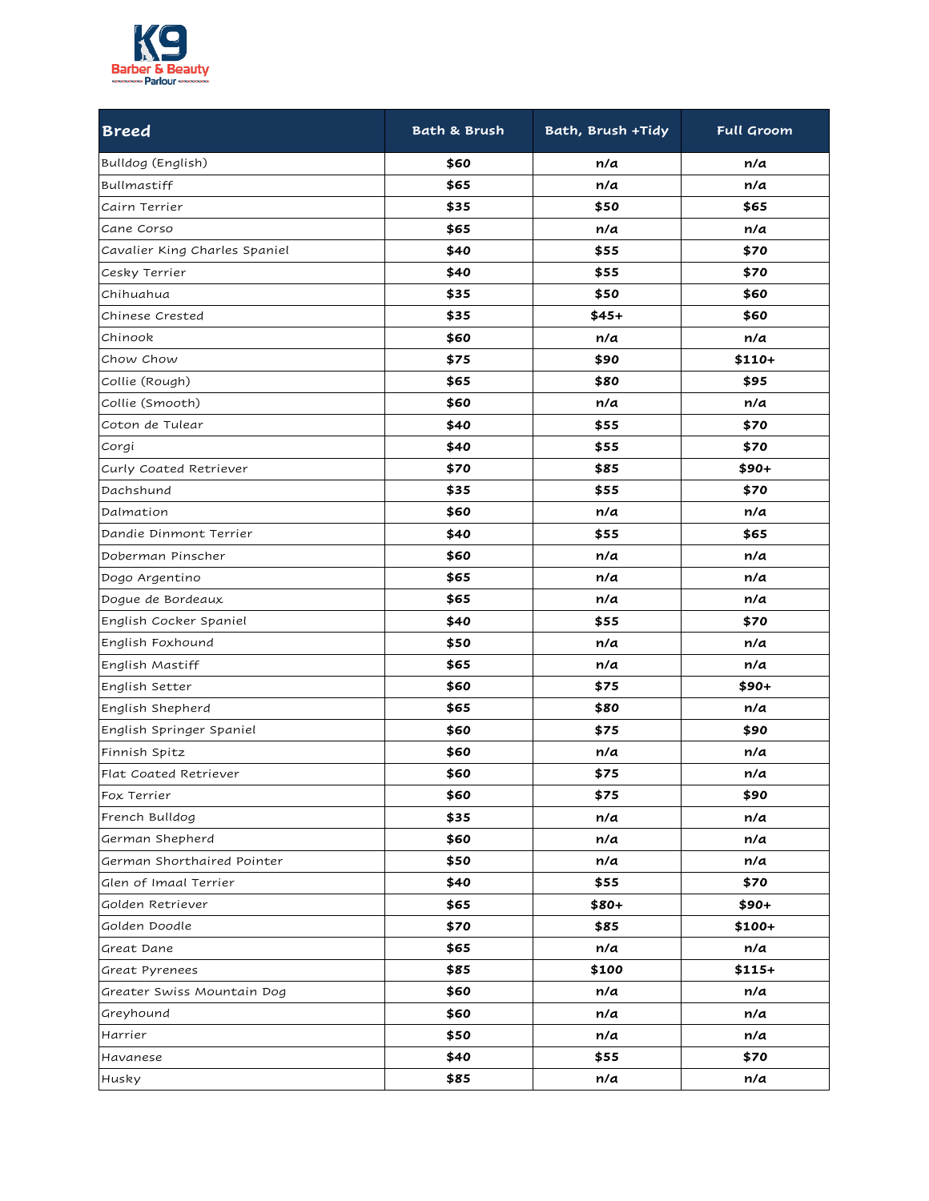K9 Barber & Beauty Parlour

| Breed | Bath & Brush | Bath, Brush +Tidy | Full Groom |
|---|---|---|---|
| Bulldog (English) | $60 | n/a | n/a |
| Bullmastiff | $65 | n/a | n/a |
| Cairn Terrier | $35 | $50 | $65 |
| Cane Corso | $65 | n/a | n/a |
| Cavalier King Charles Spaniel | $40 | $55 | $70 |
| Cesky Terrier | $40 | $55 | $70 |
| Chihuahua | $35 | $50 | $60 |
| Chinese Crested | $35 | $45+ | $60 |
| Chinook | $60 | n/a | n/a |
| Chow Chow | $75 | $90 | $110+ |
| Collie (Rough) | $65 | $80 | $95 |
| Collie (Smooth) | $60 | n/a | n/a |
| Coton de Tulear | $40 | $55 | $70 |
| Corgi | $40 | $55 | $70 |
| Curly Coated Retriever | $70 | $85 | $90+ |
| Dachshund | $35 | $55 | $70 |
| Dalmation | $60 | n/a | n/a |
| Dandie Dinmont Terrier | $40 | $55 | $65 |
| Doberman Pinscher | $60 | n/a | n/a |
| Dogo Argentino | $65 | n/a | n/a |
| Dogue de Bordeaux | $65 | n/a | n/a |
| English Cocker Spaniel | $40 | $55 | $70 |
| English Foxhound | $50 | n/a | n/a |
| English Mastiff | $65 | n/a | n/a |
| English Setter | $60 | $75 | $90+ |
| English Shepherd | $65 | $80 | n/a |
| English Springer Spaniel | $60 | $75 | $90 |
| Finnish Spitz | $60 | n/a | n/a |
| Flat Coated Retriever | $60 | $75 | n/a |
| Fox Terrier | $60 | $75 | $90 |
| French Bulldog | $35 | n/a | n/a |
| German Shepherd | $60 | n/a | n/a |
| German Shorthaired Pointer | $50 | n/a | n/a |
| Glen of Imaal Terrier | $40 | $55 | $70 |
| Golden Retriever | $65 | $80+ | $90+ |
| Golden Doodle | $70 | $85 | $100+ |
| Great Dane | $65 | n/a | n/a |
| Great Pyrenees | $85 | $100 | $115+ |
| Greater Swiss Mountain Dog | $60 | n/a | n/a |
| Greyhound | $60 | n/a | n/a |
| Harrier | $50 | n/a | n/a |
| Havanese | $40 | $55 | $70 |
| Husky | $85 | n/a | n/a |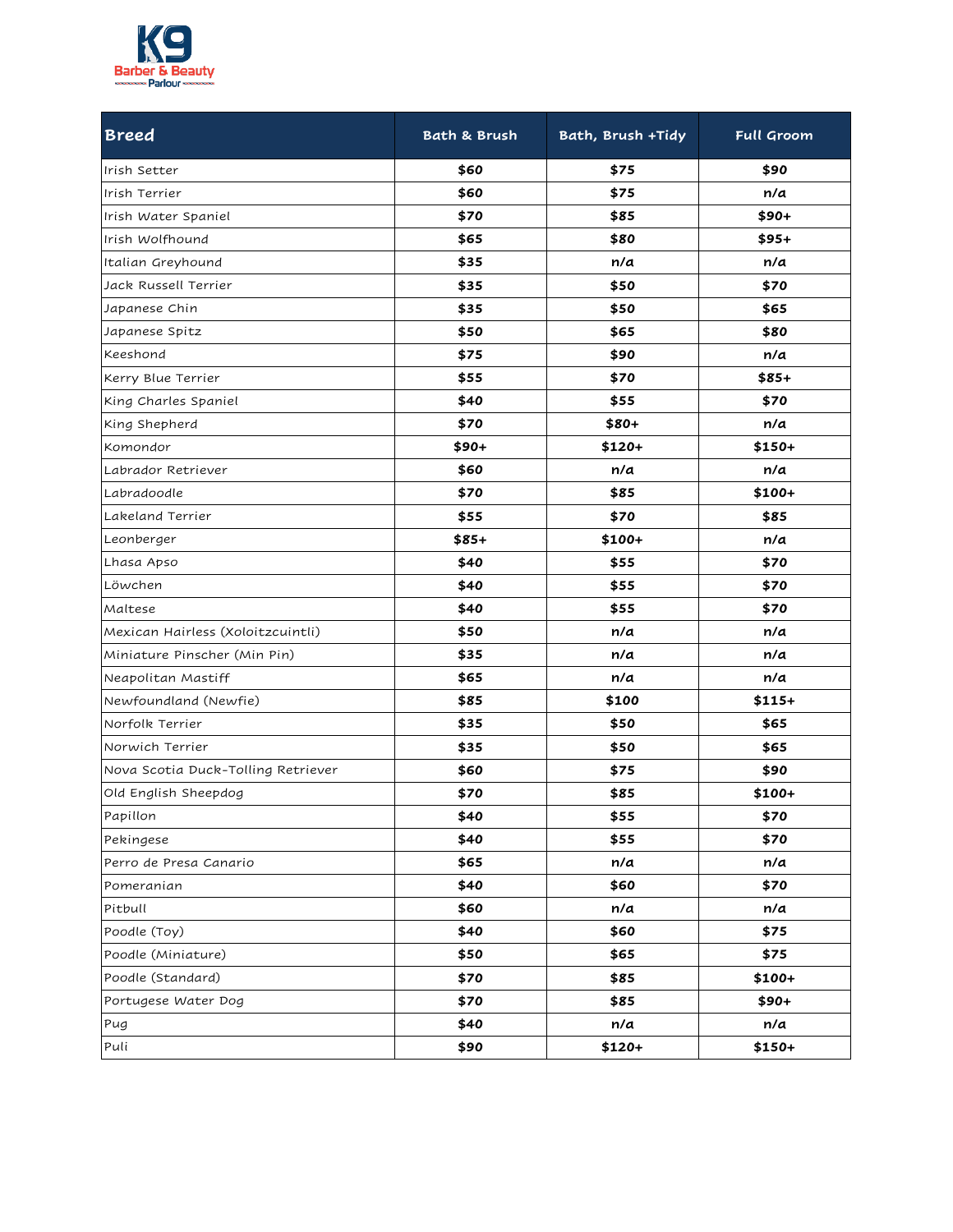| Breed | Bath & Brush | Bath, Brush +Tidy | Full Groom |
|---|---|---|---|
| Irish Setter | $60 | $75 | $90 |
| Irish Terrier | $60 | $75 | n/a |
| Irish Water Spaniel | $70 | $85 | $90+ |
| Irish Wolfhound | $65 | $80 | $95+ |
| Italian Greyhound | $35 | n/a | n/a |
| Jack Russell Terrier | $35 | $50 | $70 |
| Japanese Chin | $35 | $50 | $65 |
| Japanese Spitz | $50 | $65 | $80 |
| Keeshond | $75 | $90 | n/a |
| Kerry Blue Terrier | $55 | $70 | $85+ |
| King Charles Spaniel | $40 | $55 | $70 |
| King Shepherd | $70 | $80+ | n/a |
| Komondor | $90+ | $120+ | $150+ |
| Labrador Retriever | $60 | n/a | n/a |
| Labradoodle | $70 | $85 | $100+ |
| Lakeland Terrier | $55 | $70 | $85 |
| Leonberger | $85+ | $100+ | n/a |
| Lhasa Apso | $40 | $55 | $70 |
| Löwchen | $40 | $55 | $70 |
| Maltese | $40 | $55 | $70 |
| Mexican Hairless (Xoloitzcuintli) | $50 | n/a | n/a |
| Miniature Pinscher (Min Pin) | $35 | n/a | n/a |
| Neapolitan Mastiff | $65 | n/a | n/a |
| Newfoundland (Newfie) | $85 | $100 | $115+ |
| Norfolk Terrier | $35 | $50 | $65 |
| Norwich Terrier | $35 | $50 | $65 |
| Nova Scotia Duck-Tolling Retriever | $60 | $75 | $90 |
| Old English Sheepdog | $70 | $85 | $100+ |
| Papillon | $40 | $55 | $70 |
| Pekingese | $40 | $55 | $70 |
| Perro de Presa Canario | $65 | n/a | n/a |
| Pomeranian | $40 | $60 | $70 |
| Pitbull | $60 | n/a | n/a |
| Poodle (Toy) | $40 | $60 | $75 |
| Poodle (Miniature) | $50 | $65 | $75 |
| Poodle (Standard) | $70 | $85 | $100+ |
| Portugese Water Dog | $70 | $85 | $90+ |
| Pug | $40 | n/a | n/a |
| Puli | $90 | $120+ | $150+ |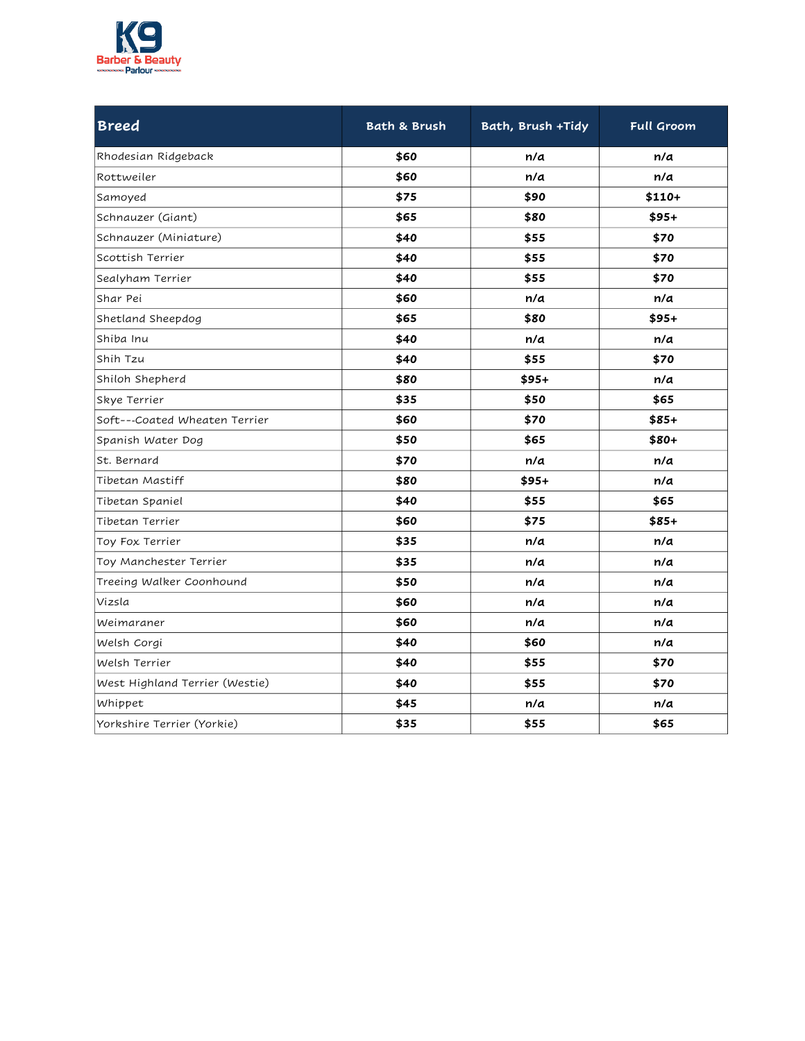| Breed | Bath & Brush | Bath, Brush +Tidy | Full Groom |
|---|---|---|---|
| Rhodesian Ridgeback | $60 | n/a | n/a |
| Rottweiler | $60 | n/a | n/a |
| Samoyed | $75 | $90 | $110+ |
| Schnauzer (Giant) | $65 | $80 | $95+ |
| Schnauzer (Miniature) | $40 | $55 | $70 |
| Scottish Terrier | $40 | $55 | $70 |
| Sealyham Terrier | $40 | $55 | $70 |
| Shar Pei | $60 | n/a | n/a |
| Shetland Sheepdog | $65 | $80 | $95+ |
| Shiba Inu | $40 | n/a | n/a |
| Shih Tzu | $40 | $55 | $70 |
| Shiloh Shepherd | $80 | $95+ | n/a |
| Skye Terrier | $35 | $50 | $65 |
| Soft---Coated Wheaten Terrier | $60 | $70 | $85+ |
| Spanish Water Dog | $50 | $65 | $80+ |
| St. Bernard | $70 | n/a | n/a |
| Tibetan Mastiff | $80 | $95+ | n/a |
| Tibetan Spaniel | $40 | $55 | $65 |
| Tibetan Terrier | $60 | $75 | $85+ |
| Toy Fox Terrier | $35 | n/a | n/a |
| Toy Manchester Terrier | $35 | n/a | n/a |
| Treeing Walker Coonhound | $50 | n/a | n/a |
| Vizsla | $60 | n/a | n/a |
| Weimaraner | $60 | n/a | n/a |
| Welsh Corgi | $40 | $60 | n/a |
| Welsh Terrier | $40 | $55 | $70 |
| West Highland Terrier (Westie) | $40 | $55 | $70 |
| Whippet | $45 | n/a | n/a |
| Yorkshire Terrier (Yorkie) | $35 | $55 | $65 |